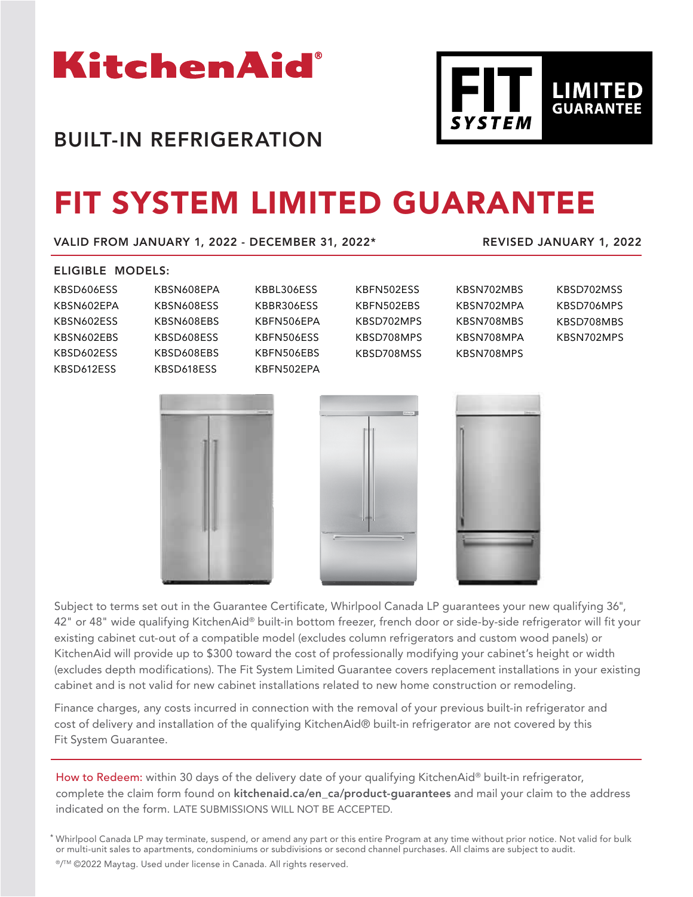# KitchenAid®

## BUILT-IN REFRIGERATION

FIT SYSTEM LIMITED GUARANTEE

# FIT SYSTEM LIMITED GUARANTEE

**VALID FROM JANUARY 1, 2022 - DECEMBER 31, 2022*** REVISED JANUARY 1, 2022

**ELIGIBLE MODELS:**

| | | | | | |
|---|---|---|---|---|---|
| KBSD606ESS | KBSN608EPA | KBBL306ESS | KBFN502ESS | KBSN702MBS | KBSD702MSS |
| KBSN602EPA | KBSN608ESS | KBBR306ESS | KBFN502EBS | KBSN702MPA | KBSD706MPS |
| KBSN602ESS | KBSN608EBS | KBFN506EPA | KBSD702MPS | KBSN708MBS | KBSD708MBS |
| KBSN602EBS | KBSD608ESS | KBFN506ESS | KBSD708MPS | KBSN708MPA | KBSN702MPS |
| KBSD602ESS | KBSD608EBS | KBFN506EBS | KBSD708MSS | KBSN708MPS | |
| KBSD612ESS | KBSD618ESS | KBFN502EPA | | | |

Subject to terms set out in the Guarantee Certificate, Whirlpool Canada LP guarantees your new qualifying 36", 42" or 48" wide qualifying KitchenAid® built-in bottom freezer, french door or side-by-side refrigerator will fit your existing cabinet cut-out of a compatible model (excludes column refrigerators and custom wood panels) or KitchenAid will provide up to $300 toward the cost of professionally modifying your cabinet's height or width (excludes depth modifications). The Fit System Limited Guarantee covers replacement installations in your existing cabinet and is not valid for new cabinet installations related to new home construction or remodeling.

Finance charges, any costs incurred in connection with the removal of your previous built-in refrigerator and cost of delivery and installation of the qualifying KitchenAid® built-in refrigerator are not covered by this Fit System Guarantee.

How to Redeem: within 30 days of the delivery date of your qualifying KitchenAid® built-in refrigerator, complete the claim form found on **kitchenaid.ca/en_ca/product-guarantees** and mail your claim to the address indicated on the form. LATE SUBMISSIONS WILL NOT BE ACCEPTED.

* Whirlpool Canada LP may terminate, suspend, or amend any part or this entire Program at any time without prior notice. Not valid for bulk or multi-unit sales to apartments, condominiums or subdivisions or second channel purchases. All claims are subject to audit.

®/™ ©2022 Maytag. Used under license in Canada. All rights reserved.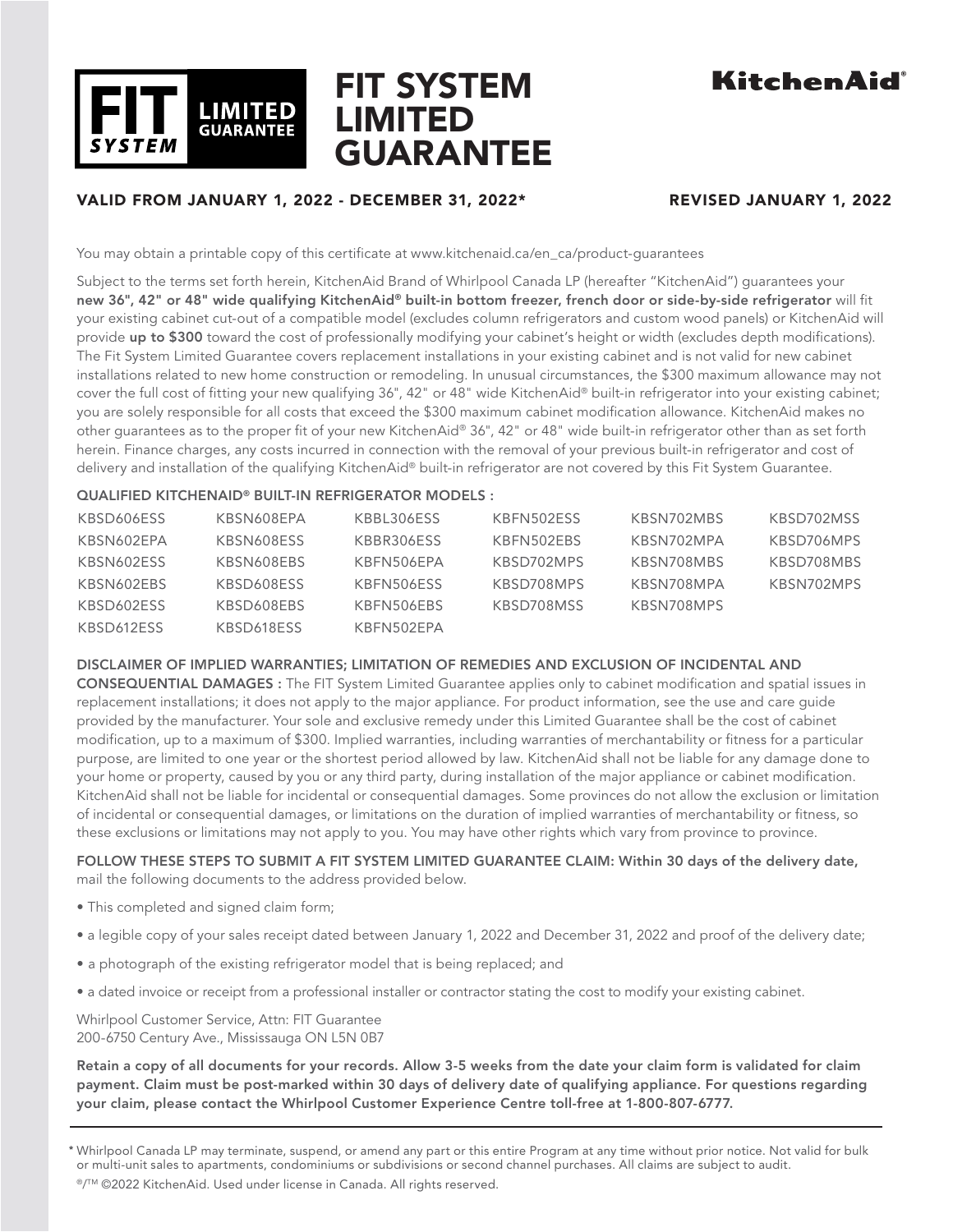# FIT SYSTEM LIMITED GUARANTEE

**VALID FROM JANUARY 1, 2022 - DECEMBER 31, 2022*** **REVISED JANUARY 1, 2022**

You may obtain a printable copy of this certificate at www.kitchenaid.ca/en_ca/product-guarantees

Subject to the terms set forth herein, KitchenAid Brand of Whirlpool Canada LP (hereafter "KitchenAid") guarantees your **new 36", 42" or 48" wide qualifying KitchenAid® built-in bottom freezer, french door or side-by-side refrigerator** will fit your existing cabinet cut-out of a compatible model (excludes column refrigerators and custom wood panels) or KitchenAid will provide **up to $300** toward the cost of professionally modifying your cabinet's height or width (excludes depth modifications). The Fit System Limited Guarantee covers replacement installations in your existing cabinet and is not valid for new cabinet installations related to new home construction or remodeling. In unusual circumstances, the $300 maximum allowance may not cover the full cost of fitting your new qualifying 36", 42" or 48" wide KitchenAid® built-in refrigerator into your existing cabinet; you are solely responsible for all costs that exceed the $300 maximum cabinet modification allowance. KitchenAid makes no other guarantees as to the proper fit of your new KitchenAid® 36", 42" or 48" wide built-in refrigerator other than as set forth herein. Finance charges, any costs incurred in connection with the removal of your previous built-in refrigerator and cost of delivery and installation of the qualifying KitchenAid® built-in refrigerator are not covered by this Fit System Guarantee.

**QUALIFIED KITCHENAID® BUILT-IN REFRIGERATOR MODELS :**

| | | | | | |
|---|---|---|---|---|---|
| KBSD606ESS | KBSN608EPA | KBBL306ESS | KBFN502ESS | KBSN702MBS | KBSD702MSS |
| KBSN602EPA | KBSN608ESS | KBBR306ESS | KBFN502EBS | KBSN702MPA | KBSD706MPS |
| KBSN602ESS | KBSN608EBS | KBFN506EPA | KBSD702MPS | KBSN708MBS | KBSD708MBS |
| KBSN602EBS | KBSD608ESS | KBFN506ESS | KBSD708MPS | KBSN708MPA | KBSN702MPS |
| KBSD602ESS | KBSD608EBS | KBFN506EBS | KBSD708MSS | KBSN708MPS | |
| KBSD612ESS | KBSD618ESS | KBFN502EPA | | | |

**DISCLAIMER OF IMPLIED WARRANTIES; LIMITATION OF REMEDIES AND EXCLUSION OF INCIDENTAL AND CONSEQUENTIAL DAMAGES :** The FIT System Limited Guarantee applies only to cabinet modification and spatial issues in replacement installations; it does not apply to the major appliance. For product information, see the use and care guide provided by the manufacturer. Your sole and exclusive remedy under this Limited Guarantee shall be the cost of cabinet modification, up to a maximum of $300. Implied warranties, including warranties of merchantability or fitness for a particular purpose, are limited to one year or the shortest period allowed by law. KitchenAid shall not be liable for any damage done to your home or property, caused by you or any third party, during installation of the major appliance or cabinet modification. KitchenAid shall not be liable for incidental or consequential damages. Some provinces do not allow the exclusion or limitation of incidental or consequential damages, or limitations on the duration of implied warranties of merchantability or fitness, so these exclusions or limitations may not apply to you. You may have other rights which vary from province to province.

**FOLLOW THESE STEPS TO SUBMIT A FIT SYSTEM LIMITED GUARANTEE CLAIM: Within 30 days of the delivery date,** mail the following documents to the address provided below.

- This completed and signed claim form;
- a legible copy of your sales receipt dated between January 1, 2022 and December 31, 2022 and proof of the delivery date;
- a photograph of the existing refrigerator model that is being replaced; and
- a dated invoice or receipt from a professional installer or contractor stating the cost to modify your existing cabinet.

Whirlpool Customer Service, Attn: FIT Guarantee
200-6750 Century Ave., Mississauga ON L5N 0B7

**Retain a copy of all documents for your records. Allow 3-5 weeks from the date your claim form is validated for claim payment. Claim must be post-marked within 30 days of delivery date of qualifying appliance. For questions regarding your claim, please contact the Whirlpool Customer Experience Centre toll-free at 1-800-807-6777.**

* Whirlpool Canada LP may terminate, suspend, or amend any part or this entire Program at any time without prior notice. Not valid for bulk or multi-unit sales to apartments, condominiums or subdivisions or second channel purchases. All claims are subject to audit.

®/™ ©2022 KitchenAid. Used under license in Canada. All rights reserved.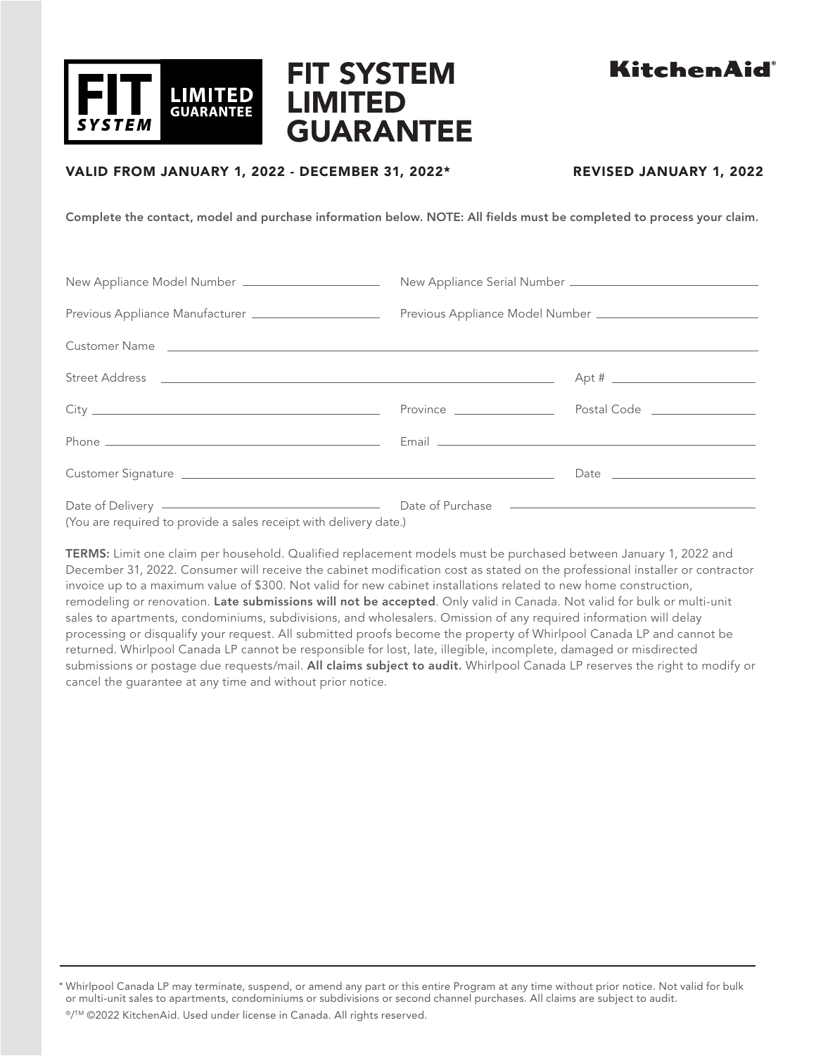FIT SYSTEM LIMITED GUARANTEE

# FIT SYSTEM LIMITED GUARANTEE

**KitchenAid®**

**VALID FROM JANUARY 1, 2022 - DECEMBER 31, 2022*** **REVISED JANUARY 1, 2022**

**Complete the contact, model and purchase information below. NOTE: All fields must be completed to process your claim.**

New Appliance Model Number ____________________ New Appliance Serial Number ____________________

Previous Appliance Manufacturer ____________________ Previous Appliance Model Number ____________________

Customer Name ________________________________________

Street Address ________________________________________ Apt # ____________

City ____________________ Province ____________ Postal Code ____________

Phone ____________________ Email ____________________

Customer Signature ________________________________________ Date ____________

Date of Delivery ____________________ Date of Purchase ____________________
(You are required to provide a sales receipt with delivery date.)

**TERMS:** Limit one claim per household. Qualified replacement models must be purchased between January 1, 2022 and December 31, 2022. Consumer will receive the cabinet modification cost as stated on the professional installer or contractor invoice up to a maximum value of $300. Not valid for new cabinet installations related to new home construction, remodeling or renovation. **Late submissions will not be accepted**. Only valid in Canada. Not valid for bulk or multi-unit sales to apartments, condominiums, subdivisions, and wholesalers. Omission of any required information will delay processing or disqualify your request. All submitted proofs become the property of Whirlpool Canada LP and cannot be returned. Whirlpool Canada LP cannot be responsible for lost, late, illegible, incomplete, damaged or misdirected submissions or postage due requests/mail. **All claims subject to audit.** Whirlpool Canada LP reserves the right to modify or cancel the guarantee at any time and without prior notice.

---

* Whirlpool Canada LP may terminate, suspend, or amend any part or this entire Program at any time without prior notice. Not valid for bulk or multi-unit sales to apartments, condominiums or subdivisions or second channel purchases. All claims are subject to audit.

®/™ ©2022 KitchenAid. Used under license in Canada. All rights reserved.